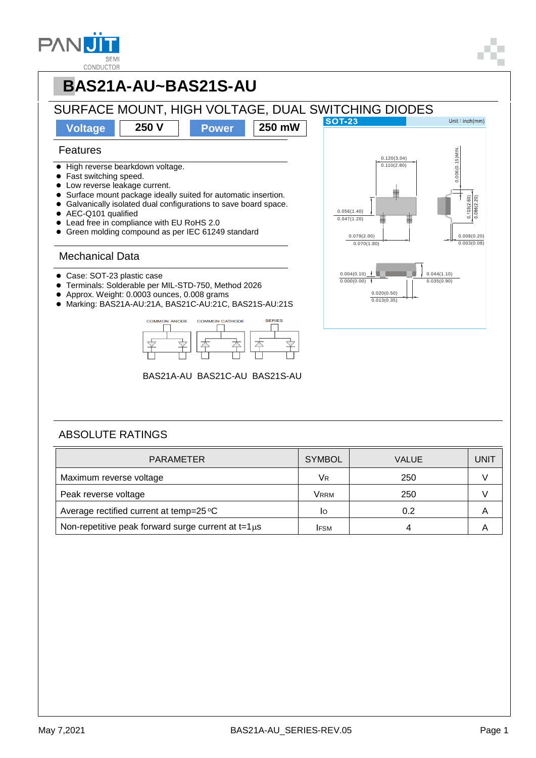# BAS21A-AU~BAS21S-AU

## SURFACE MOUNT, HIGH VOLTAGE, DUAL SWITCHING DIODES

| Voltage | 250 V | Power | 250 mW |
|---|---|---|---|

SOT-23 — Unit : inch(mm)

0.120(3.04) / 0.110(2.80)
0.006(0.15)MIN.
0.056(1.40) / 0.047(1.20)
0.103(2.60) / 0.086(2.20)
0.079(2.00) / 0.070(1.80)
0.008(0.20) / 0.003(0.08)
0.004(0.10) / 0.000(0.00)
0.044(1.10) / 0.035(0.90)
0.020(0.50) / 0.013(0.35)

### Features

- High reverse bearkdown voltage.
- Fast switching speed.
- Low reverse leakage current.
- Surface mount package ideally suited for automatic insertion.
- Galvanically isolated dual configurations to save board space.
- AEC-Q101 qualified
- Lead free in compliance with EU RoHS 2.0
- Green molding compound as per IEC 61249 standard

### Mechanical Data

- Case: SOT-23 plastic case
- Terminals: Solderable per MIL-STD-750, Method 2026
- Approx. Weight: 0.0003 ounces, 0.008 grams
- Marking: BAS21A-AU:21A, BAS21C-AU:21C, BAS21S-AU:21S

COMMON ANODE &nbsp;&nbsp; COMMON CATHODE &nbsp;&nbsp; SERIES

BAS21A-AU &nbsp; BAS21C-AU &nbsp; BAS21S-AU

## ABSOLUTE RATINGS

| PARAMETER | SYMBOL | VALUE | UNIT |
|---|---|---|---|
| Maximum reverse voltage | $V_R$ | 250 | V |
| Peak reverse voltage | $V_{RRM}$ | 250 | V |
| Average rectified current at temp=25 °C | $I_O$ | 0.2 | A |
| Non-repetitive peak forward surge current at t=1μs | $I_{FSM}$ | 4 | A |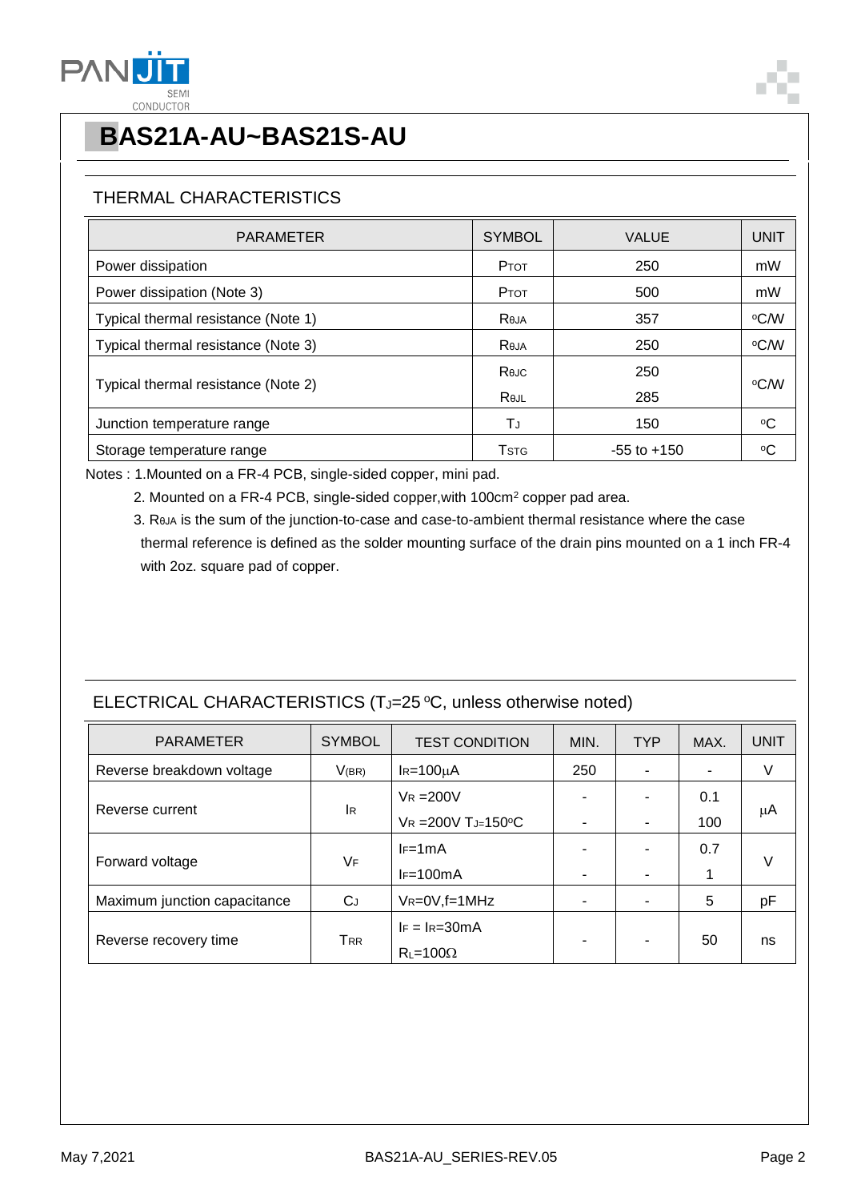# BAS21A-AU~BAS21S-AU

## THERMAL CHARACTERISTICS

| PARAMETER | SYMBOL | VALUE | UNIT |
|---|---|---|---|
| Power dissipation | $P_{TOT}$ | 250 | mW |
| Power dissipation (Note 3) | $P_{TOT}$ | 500 | mW |
| Typical thermal resistance (Note 1) | $R_{\theta JA}$ | 357 | °C/W |
| Typical thermal resistance (Note 3) | $R_{\theta JA}$ | 250 | °C/W |
| Typical thermal resistance (Note 2) | $R_{\theta JC}$ | 250 | °C/W |
| | $R_{\theta JL}$ | 285 | |
| Junction temperature range | $T_J$ | 150 | °C |
| Storage temperature range | $T_{STG}$ | -55 to +150 | °C |

Notes : 1.Mounted on a FR-4 PCB, single-sided copper, mini pad.

2. Mounted on a FR-4 PCB, single-sided copper,with 100cm$^2$ copper pad area.

3. $R_{\theta JA}$ is the sum of the junction-to-case and case-to-ambient thermal resistance where the case thermal reference is defined as the solder mounting surface of the drain pins mounted on a 1 inch FR-4 with 2oz. square pad of copper.

## ELECTRICAL CHARACTERISTICS ($T_J$=25 °C, unless otherwise noted)

| PARAMETER | SYMBOL | TEST CONDITION | MIN. | TYP | MAX. | UNIT |
|---|---|---|---|---|---|---|
| Reverse breakdown voltage | $V_{(BR)}$ | $I_R$=100μA | 250 | - | - | V |
| Reverse current | $I_R$ | $V_R$ =200V | - | - | 0.1 | μA |
| | | $V_R$ =200V $T_J$=150°C | - | - | 100 | |
| Forward voltage | $V_F$ | $I_F$=1mA | - | - | 0.7 | V |
| | | $I_F$=100mA | - | - | 1 | |
| Maximum junction capacitance | $C_J$ | $V_R$=0V,f=1MHz | - | - | 5 | pF |
| Reverse recovery time | $T_{RR}$ | $I_F$ = $I_R$=30mA, $R_L$=100Ω | - | - | 50 | ns |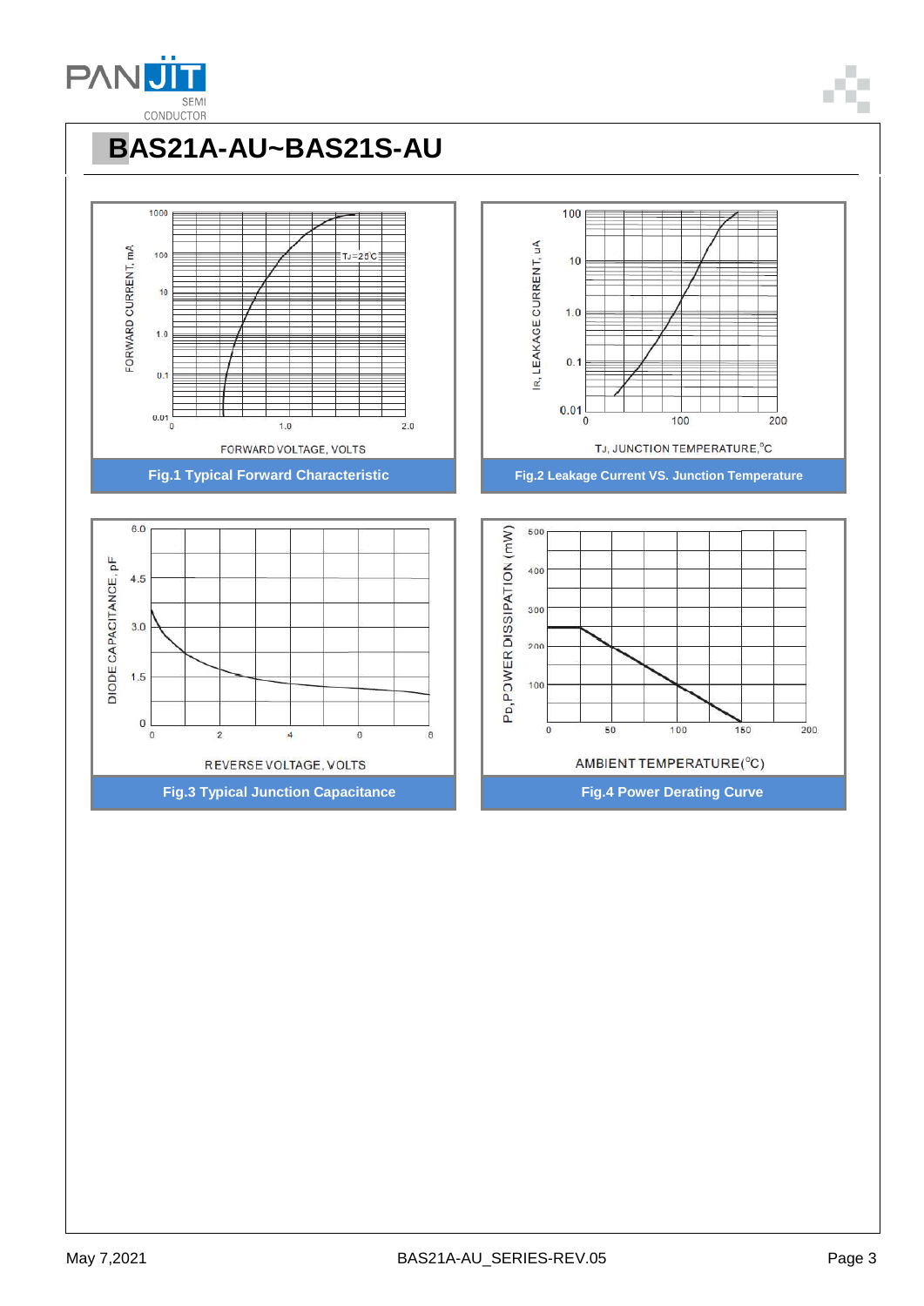# BAS21A-AU~BAS21S-AU

Fig.1 Typical Forward Characteristic

Fig.2 Leakage Current VS. Junction Temperature

Fig.3 Typical Junction Capacitance

Fig.4 Power Derating Curve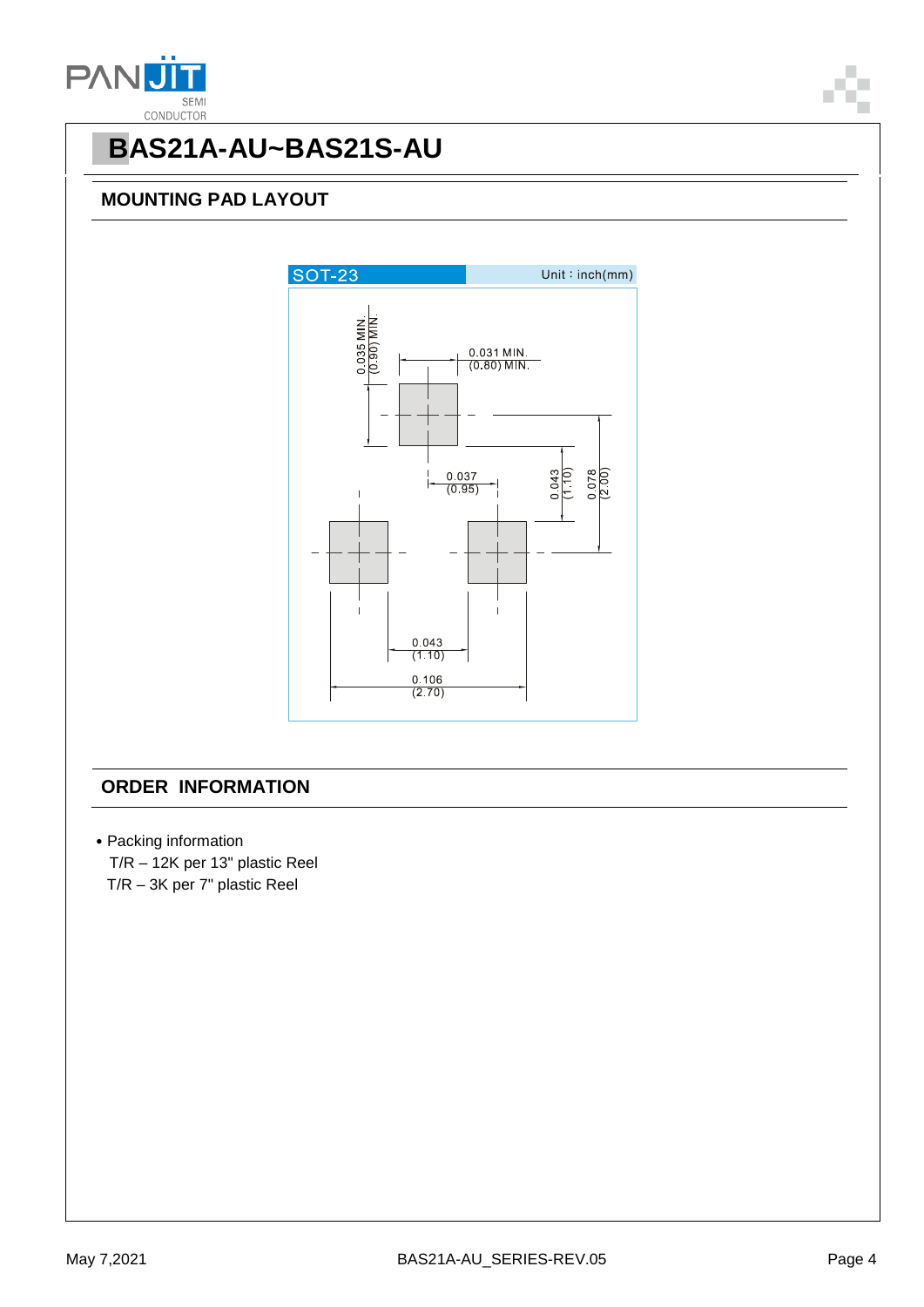# BAS21A-AU~BAS21S-AU

## MOUNTING PAD LAYOUT

SOT-23 Unit：inch(mm)

0.035 MIN. (0.90) MIN.

0.031 MIN. (0.80) MIN.

0.037 (0.95)

0.043 (1.10)

0.078 (2.00)

0.043 (1.10)

0.106 (2.70)

## ORDER INFORMATION

- Packing information

  T/R – 12K per 13" plastic Reel

  T/R – 3K per 7" plastic Reel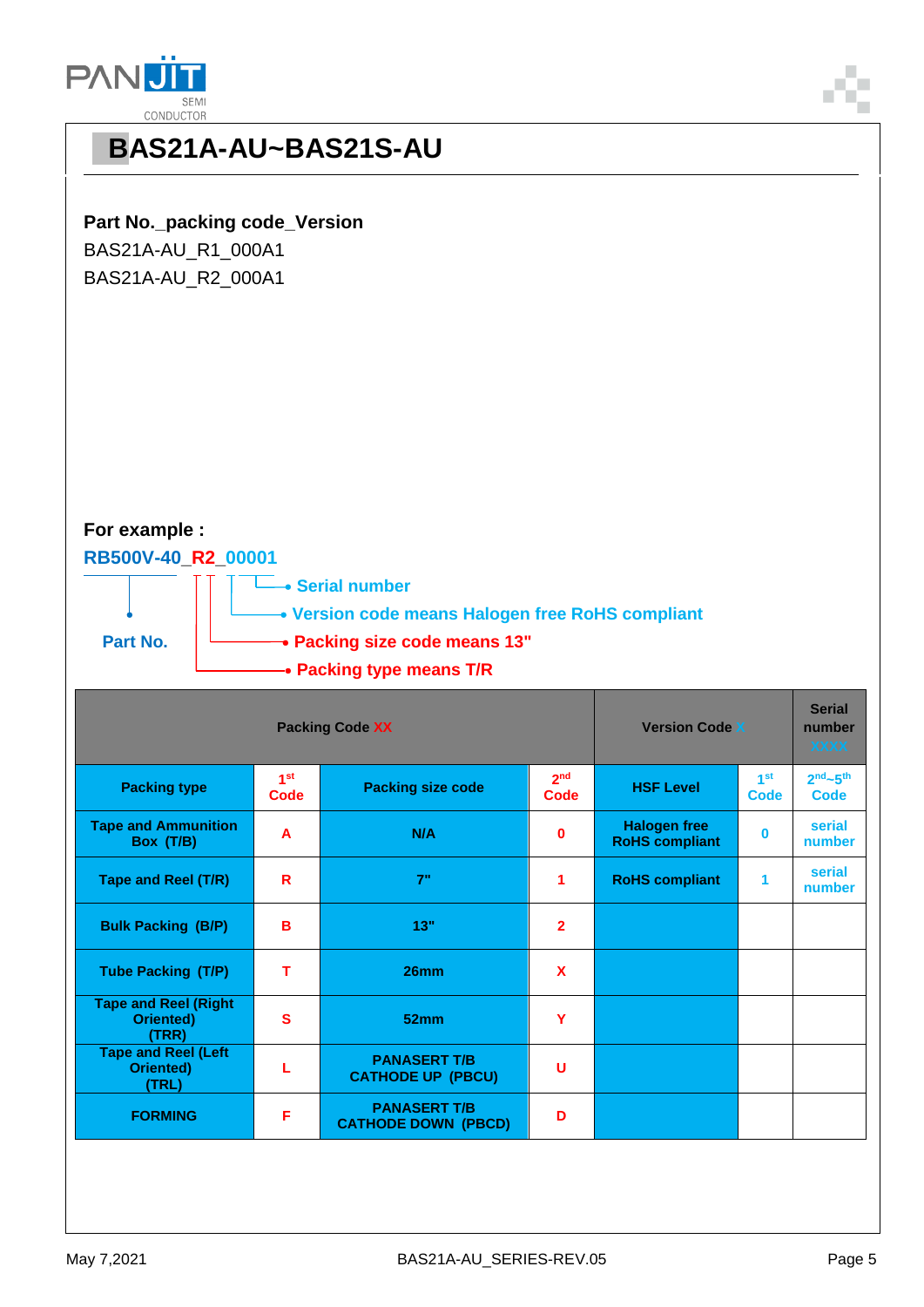# BAS21A-AU~BAS21S-AU

**Part No._packing code_Version**

BAS21A-AU_R1_000A1

BAS21A-AU_R2_000A1

**For example :**

**RB500V-40_R2_00001**

- Part No.
- Serial number
- Version code means Halogen free RoHS compliant
- Packing size code means 13"
- Packing type means T/R

| Packing Code XX | | | | Version Code X | | Serial number XXXX |
|---|---|---|---|---|---|---|
| Packing type | 1st Code | Packing size code | 2nd Code | HSF Level | 1st Code | 2nd~5th Code |
| Tape and Ammunition Box (T/B) | A | N/A | 0 | Halogen free RoHS compliant | 0 | serial number |
| Tape and Reel (T/R) | R | 7" | 1 | RoHS compliant | 1 | serial number |
| Bulk Packing (B/P) | B | 13" | 2 | | | |
| Tube Packing (T/P) | T | 26mm | X | | | |
| Tape and Reel (Right Oriented) (TRR) | S | 52mm | Y | | | |
| Tape and Reel (Left Oriented) (TRL) | L | PANASERT T/B CATHODE UP (PBCU) | U | | | |
| FORMING | F | PANASERT T/B CATHODE DOWN (PBCD) | D | | | |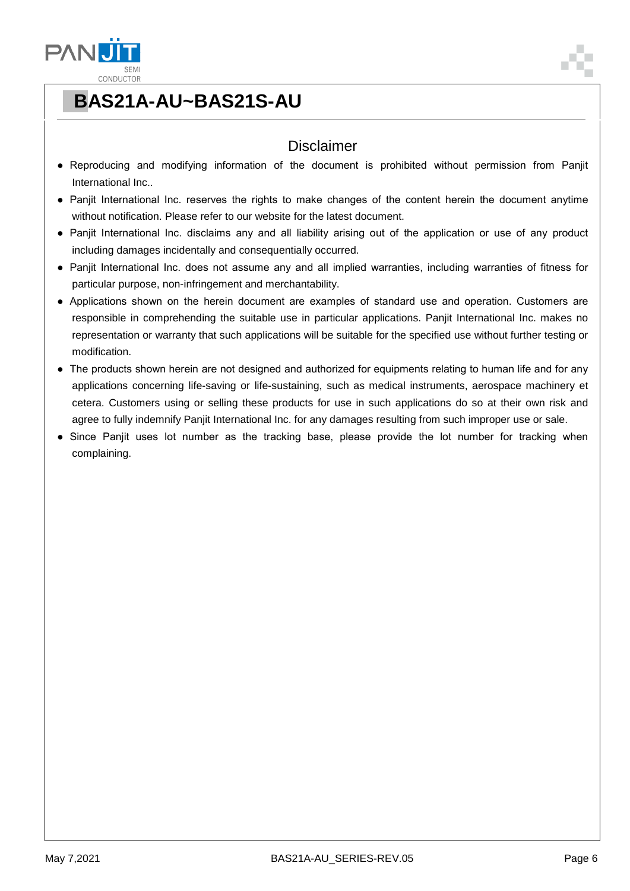## Disclaimer

- Reproducing and modifying information of the document is prohibited without permission from Panjit International Inc..
- Panjit International Inc. reserves the rights to make changes of the content herein the document anytime without notification. Please refer to our website for the latest document.
- Panjit International Inc. disclaims any and all liability arising out of the application or use of any product including damages incidentally and consequentially occurred.
- Panjit International Inc. does not assume any and all implied warranties, including warranties of fitness for particular purpose, non-infringement and merchantability.
- Applications shown on the herein document are examples of standard use and operation. Customers are responsible in comprehending the suitable use in particular applications. Panjit International Inc. makes no representation or warranty that such applications will be suitable for the specified use without further testing or modification.
- The products shown herein are not designed and authorized for equipments relating to human life and for any applications concerning life-saving or life-sustaining, such as medical instruments, aerospace machinery et cetera. Customers using or selling these products for use in such applications do so at their own risk and agree to fully indemnify Panjit International Inc. for any damages resulting from such improper use or sale.
- Since Panjit uses lot number as the tracking base, please provide the lot number for tracking when complaining.